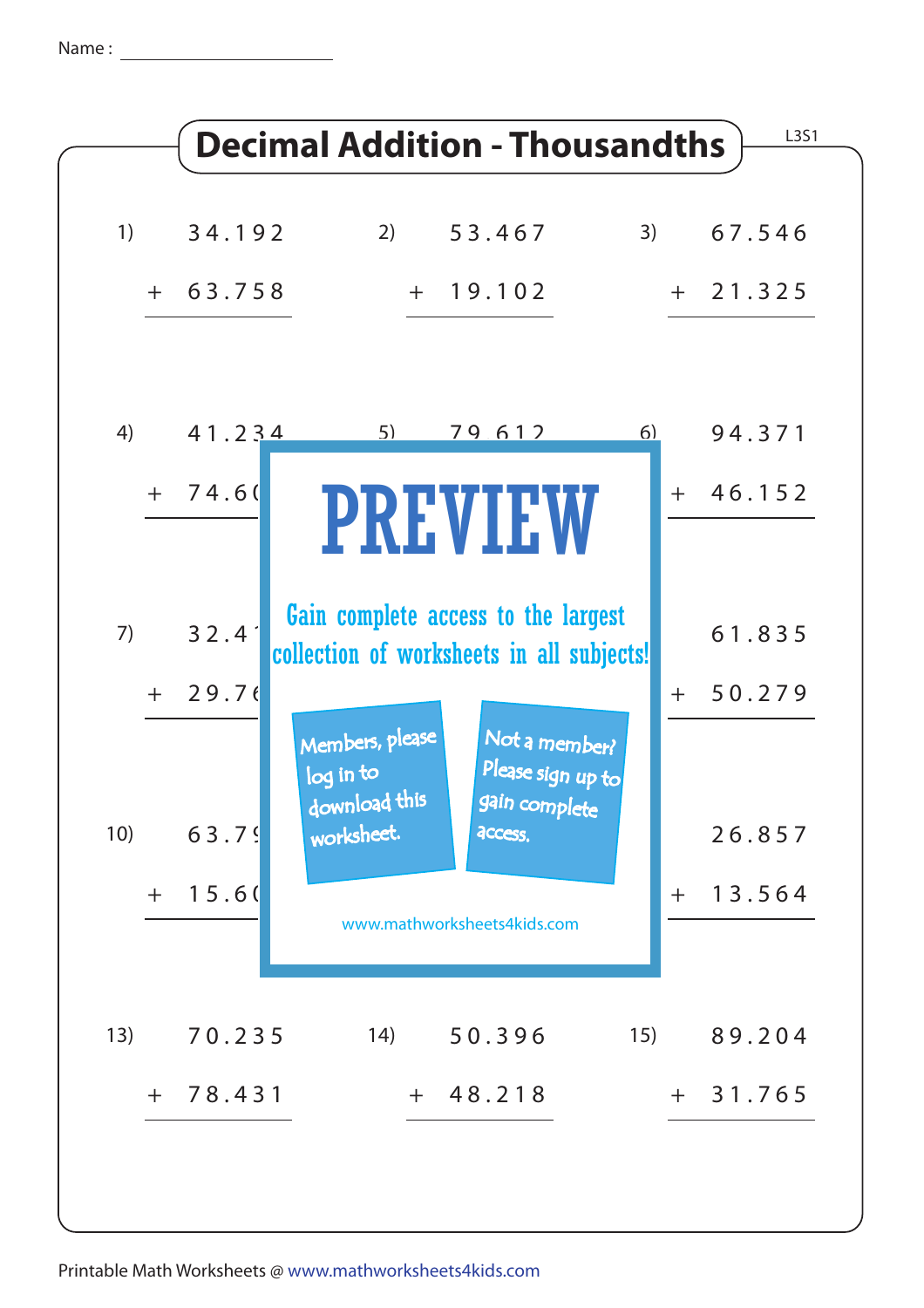Name :

# Decimal Addition - Thousandths

L3S1

1) $34.192 + 63.758$

2) $53.467 + 19.102$

3) $67.546 + 21.325$

4) $41.234 + 74.6$

5) $79.612$

6) $94.371 + 46.152$

7) $32.4 + 29.7$

9) $61.835 + 50.279$

10) $63.7 + 15.6$

12) $26.857 + 13.564$

13) $70.235 + 78.431$

14) $50.396 + 48.218$

15) $89.204 + 31.765$

PREVIEW

Gain complete access to the largest collection of worksheets in all subjects!

Members, please log in to download this worksheet.

Not a member? Please sign up to gain complete access.

www.mathworksheets4kids.com

Printable Math Worksheets @ www.mathworksheets4kids.com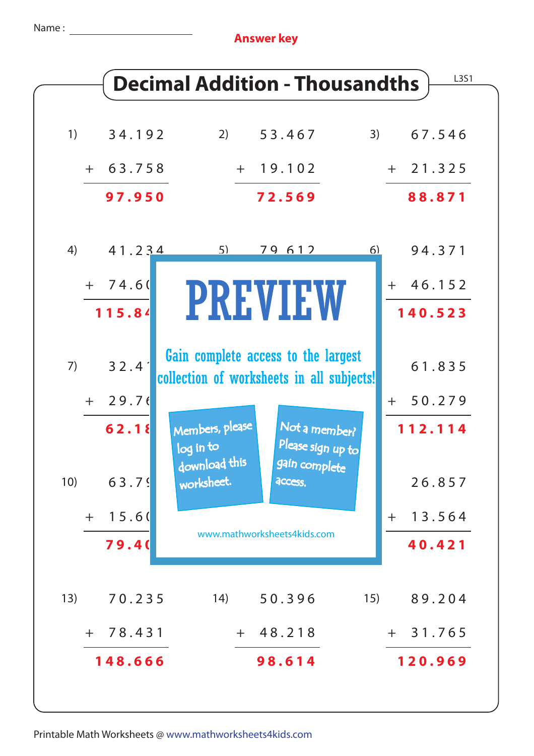Name :

**Answer key**

# Decimal Addition - Thousandths

L3S1

1) 34.192 + 63.758 = **97.950**

2) 53.467 + 19.102 = **72.569**

3) 67.546 + 21.325 = **88.871**

4) 41.234 + 74.6( = **115.84**

5) 79.612

6) 94.371 + 46.152 = **140.523**

7) 32.4 + 29.7( = **62.18**

9) 61.835 + 50.279 = **112.114**

10) 63.7 + 15.6( = **79.4(**

12) 26.857 + 13.564 = **40.421**

13) 70.235 + 78.431 = **148.666**

14) 50.396 + 48.218 = **98.614**

15) 89.204 + 31.765 = **120.969**

PREVIEW

Gain complete access to the largest collection of worksheets in all subjects!

Members, please log in to download this worksheet.

Not a member? Please sign up to gain complete access.

www.mathworksheets4kids.com

Printable Math Worksheets @ www.mathworksheets4kids.com